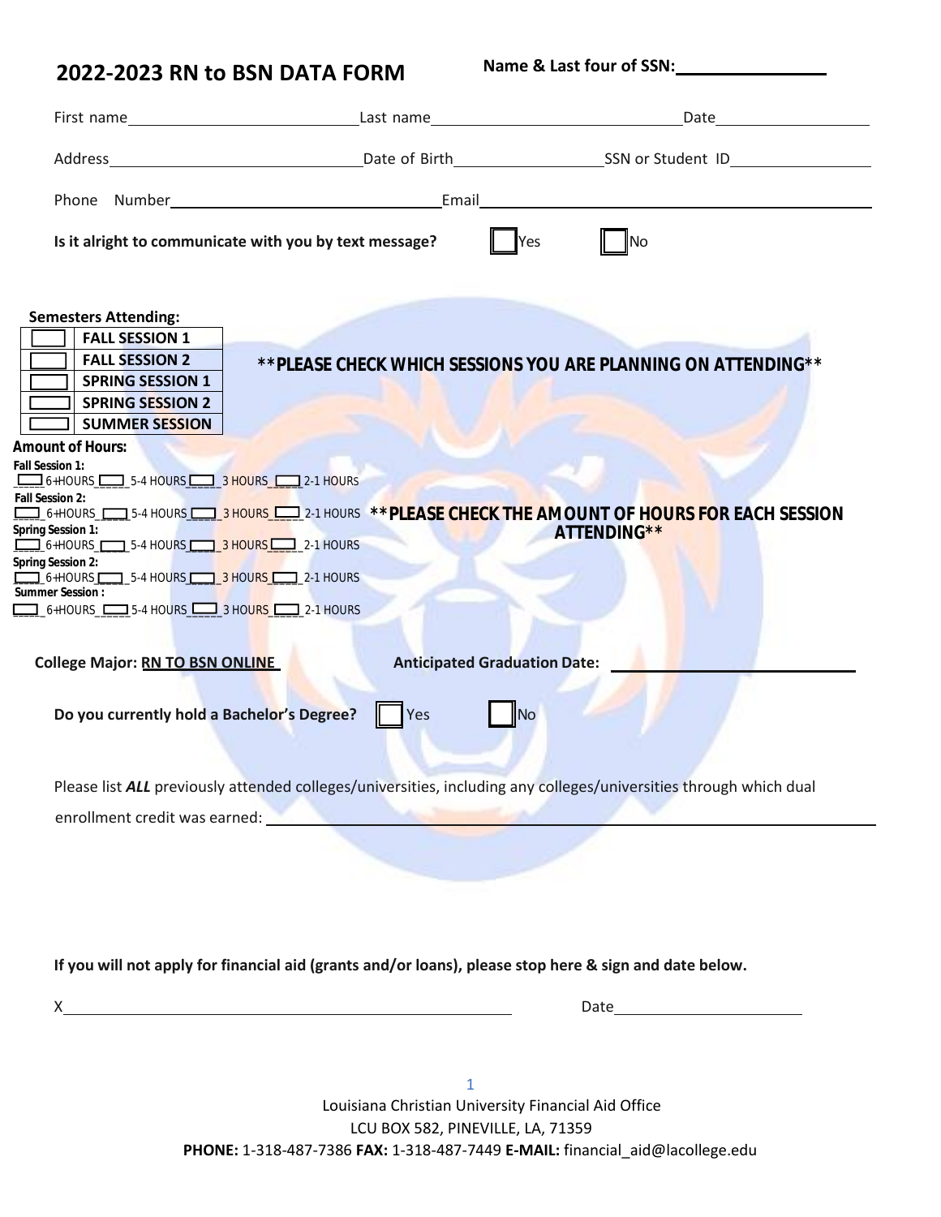## 2022-2023 RN to BSN DATA FORM

**Name & Last four of SSN:**\_\_\_\_\_\_\_\_\_\_\_\_\_\_\_\_

First name\_\_\_\_\_\_\_\_\_\_\_\_\_\_\_\_\_\_\_\_ Last name\_\_\_\_\_\_\_\_\_\_\_\_\_\_\_\_\_\_\_\_ Date\_\_\_\_\_\_\_\_\_\_\_\_

Address\_\_\_\_\_\_\_\_\_\_\_\_\_\_\_\_\_\_\_\_ Date of Birth\_\_\_\_\_\_\_\_\_\_\_\_ SSN or Student ID\_\_\_\_\_\_\_\_\_\_\_\_

Phone Number\_\_\_\_\_\_\_\_\_\_\_\_\_\_\_\_\_\_\_\_ Email\_\_\_\_\_\_\_\_\_\_\_\_\_\_\_\_\_\_\_\_

**Is it alright to communicate with you by text message?** ☐ Yes ☐ No

**Semesters Attending:**

| | |
|---|---|
| ☐ | **FALL SESSION 1** |
| ☐ | **FALL SESSION 2** |
| ☐ | **SPRING SESSION 1** |
| ☐ | **SPRING SESSION 2** |
| ☐ | **SUMMER SESSION** |

****PLEASE CHECK WHICH SESSIONS YOU ARE PLANNING ON ATTENDING****

**Amount of Hours:**

**Fall Session 1:**
☐ 6+HOURS ☐ 5-4 HOURS ☐ 3 HOURS ☐ 2-1 HOURS

**Fall Session 2:**
☐ 6+HOURS ☐ 5-4 HOURS ☐ 3 HOURS ☐ 2-1 HOURS

**Spring Session 1:**
☐ 6+HOURS ☐ 5-4 HOURS ☐ 3 HOURS ☐ 2-1 HOURS

**Spring Session 2:**
☐ 6+HOURS ☐ 5-4 HOURS ☐ 3 HOURS ☐ 2-1 HOURS

**Summer Session :**
☐ 6+HOURS ☐ 5-4 HOURS ☐ 3 HOURS ☐ 2-1 HOURS

****PLEASE CHECK THE AMOUNT OF HOURS FOR EACH SESSION ATTENDING****

**College Major:** **RN TO BSN ONLINE** **Anticipated Graduation Date:** \_\_\_\_\_\_\_\_\_\_\_\_\_\_\_\_\_\_\_\_

**Do you currently hold a Bachelor's Degree?** ☐ Yes ☐ No

Please list ***ALL*** previously attended colleges/universities, including any colleges/universities through which dual enrollment credit was earned: \_\_\_\_\_\_\_\_\_\_\_\_\_\_\_\_\_\_\_\_\_\_\_\_\_\_\_\_\_\_\_\_\_\_\_\_\_\_\_\_

**If you will not apply for financial aid (grants and/or loans), please stop here & sign and date below.**

X\_\_\_\_\_\_\_\_\_\_\_\_\_\_\_\_\_\_\_\_\_\_\_\_\_\_\_\_\_\_\_\_\_\_\_\_\_\_\_\_ Date\_\_\_\_\_\_\_\_\_\_\_\_\_\_\_\_\_\_\_\_

Louisiana Christian University Financial Aid Office
LCU BOX 582, PINEVILLE, LA, 71359
**PHONE:** 1-318-487-7386 **FAX:** 1-318-487-7449 **E-MAIL:** financial_aid@lacollege.edu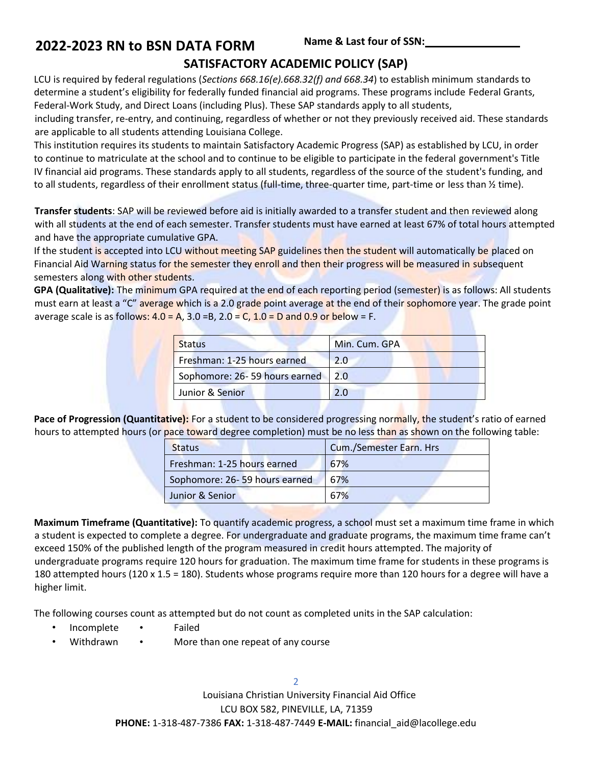# 2022-2023 RN to BSN DATA FORM

**Name & Last four of SSN:**\_\_\_\_\_\_\_\_\_\_\_\_\_\_\_

## SATISFACTORY ACADEMIC POLICY (SAP)

LCU is required by federal regulations (*Sections 668.16(e).668.32(f) and 668.34*) to establish minimum standards to determine a student's eligibility for federally funded financial aid programs. These programs include Federal Grants, Federal-Work Study, and Direct Loans (including Plus). These SAP standards apply to all students, including transfer, re-entry, and continuing, regardless of whether or not they previously received aid. These standards are applicable to all students attending Louisiana College.

This institution requires its students to maintain Satisfactory Academic Progress (SAP) as established by LCU, in order to continue to matriculate at the school and to continue to be eligible to participate in the federal government's Title IV financial aid programs. These standards apply to all students, regardless of the source of the student's funding, and to all students, regardless of their enrollment status (full-time, three-quarter time, part-time or less than ½ time).

**Transfer students**: SAP will be reviewed before aid is initially awarded to a transfer student and then reviewed along with all students at the end of each semester. Transfer students must have earned at least 67% of total hours attempted and have the appropriate cumulative GPA.

If the student is accepted into LCU without meeting SAP guidelines then the student will automatically be placed on Financial Aid Warning status for the semester they enroll and then their progress will be measured in subsequent semesters along with other students.

**GPA (Qualitative):** The minimum GPA required at the end of each reporting period (semester) is as follows: All students must earn at least a "C" average which is a 2.0 grade point average at the end of their sophomore year. The grade point average scale is as follows: 4.0 = A, 3.0 =B, 2.0 = C, 1.0 = D and 0.9 or below = F.

| Status | Min. Cum. GPA |
|---|---|
| Freshman: 1-25 hours earned | 2.0 |
| Sophomore: 26- 59 hours earned | 2.0 |
| Junior & Senior | 2.0 |

**Pace of Progression (Quantitative):** For a student to be considered progressing normally, the student's ratio of earned hours to attempted hours (or pace toward degree completion) must be no less than as shown on the following table:

| Status | Cum./Semester Earn. Hrs |
|---|---|
| Freshman: 1-25 hours earned | 67% |
| Sophomore: 26- 59 hours earned | 67% |
| Junior & Senior | 67% |

**Maximum Timeframe (Quantitative):** To quantify academic progress, a school must set a maximum time frame in which a student is expected to complete a degree. For undergraduate and graduate programs, the maximum time frame can't exceed 150% of the published length of the program measured in credit hours attempted. The majority of undergraduate programs require 120 hours for graduation. The maximum time frame for students in these programs is 180 attempted hours (120 x 1.5 = 180). Students whose programs require more than 120 hours for a degree will have a higher limit.

The following courses count as attempted but do not count as completed units in the SAP calculation:

- Incomplete
- Withdrawn
- Failed
- More than one repeat of any course

Louisiana Christian University Financial Aid Office
LCU BOX 582, PINEVILLE, LA, 71359
**PHONE:** 1-318-487-7386 **FAX:** 1-318-487-7449 **E-MAIL:** financial_aid@lacollege.edu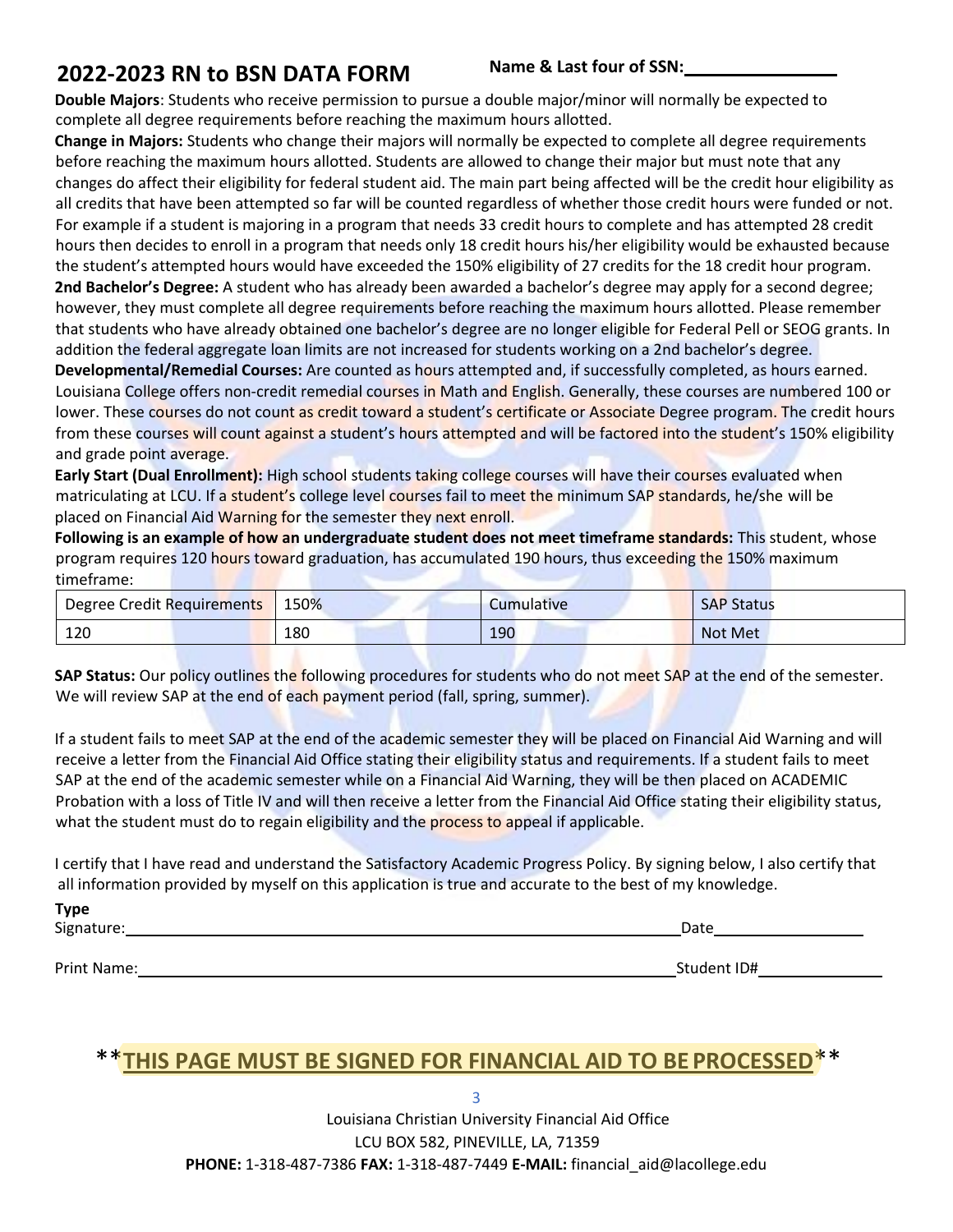## 2022-2023 RN to BSN DATA FORM

**Name & Last four of SSN:**\_\_\_\_\_\_\_\_\_\_\_\_\_\_\_

**Double Majors**: Students who receive permission to pursue a double major/minor will normally be expected to complete all degree requirements before reaching the maximum hours allotted.

**Change in Majors:** Students who change their majors will normally be expected to complete all degree requirements before reaching the maximum hours allotted. Students are allowed to change their major but must note that any changes do affect their eligibility for federal student aid. The main part being affected will be the credit hour eligibility as all credits that have been attempted so far will be counted regardless of whether those credit hours were funded or not. For example if a student is majoring in a program that needs 33 credit hours to complete and has attempted 28 credit hours then decides to enroll in a program that needs only 18 credit hours his/her eligibility would be exhausted because the student's attempted hours would have exceeded the 150% eligibility of 27 credits for the 18 credit hour program.

**2nd Bachelor's Degree:** A student who has already been awarded a bachelor's degree may apply for a second degree; however, they must complete all degree requirements before reaching the maximum hours allotted. Please remember that students who have already obtained one bachelor's degree are no longer eligible for Federal Pell or SEOG grants. In addition the federal aggregate loan limits are not increased for students working on a 2nd bachelor's degree.

**Developmental/Remedial Courses:** Are counted as hours attempted and, if successfully completed, as hours earned. Louisiana College offers non-credit remedial courses in Math and English. Generally, these courses are numbered 100 or lower. These courses do not count as credit toward a student's certificate or Associate Degree program. The credit hours from these courses will count against a student's hours attempted and will be factored into the student's 150% eligibility and grade point average.

**Early Start (Dual Enrollment):** High school students taking college courses will have their courses evaluated when matriculating at LCU. If a student's college level courses fail to meet the minimum SAP standards, he/she will be placed on Financial Aid Warning for the semester they next enroll.

**Following is an example of how an undergraduate student does not meet timeframe standards:** This student, whose program requires 120 hours toward graduation, has accumulated 190 hours, thus exceeding the 150% maximum timeframe:

| Degree Credit Requirements | 150% | Cumulative | SAP Status |
|---|---|---|---|
| 120 | 180 | 190 | Not Met |

**SAP Status:** Our policy outlines the following procedures for students who do not meet SAP at the end of the semester. We will review SAP at the end of each payment period (fall, spring, summer).

If a student fails to meet SAP at the end of the academic semester they will be placed on Financial Aid Warning and will receive a letter from the Financial Aid Office stating their eligibility status and requirements. If a student fails to meet SAP at the end of the academic semester while on a Financial Aid Warning, they will be then placed on ACADEMIC Probation with a loss of Title IV and will then receive a letter from the Financial Aid Office stating their eligibility status, what the student must do to regain eligibility and the process to appeal if applicable.

I certify that I have read and understand the Satisfactory Academic Progress Policy. By signing below, I also certify that all information provided by myself on this application is true and accurate to the best of my knowledge.

**Type**
Signature:\_\_\_\_\_\_\_\_\_\_\_\_\_\_\_\_\_\_\_\_\_\_\_\_\_\_\_\_\_\_\_\_\_\_\_\_\_\_\_\_ Date\_\_\_\_\_\_\_\_\_\_\_\_\_\_\_

Print Name:\_\_\_\_\_\_\_\_\_\_\_\_\_\_\_\_\_\_\_\_\_\_\_\_\_\_\_\_\_\_\_\_\_\_\_\_\_\_\_\_ Student ID#\_\_\_\_\_\_\_\_\_\_\_\_\_\_\_

**\*\*<u>THIS PAGE MUST BE SIGNED FOR FINANCIAL AID TO BE PROCESSED</u>\*\***

Louisiana Christian University Financial Aid Office
LCU BOX 582, PINEVILLE, LA, 71359
**PHONE:** 1-318-487-7386 **FAX:** 1-318-487-7449 **E-MAIL:** financial_aid@lacollege.edu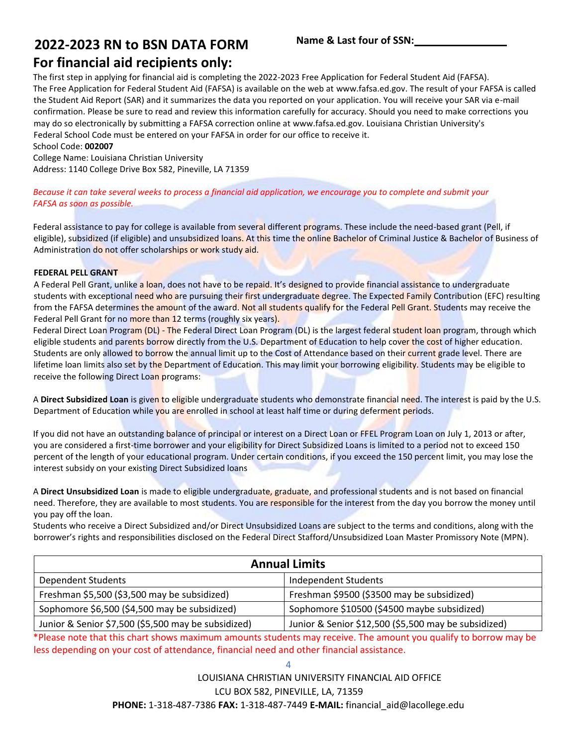# 2022-2023 RN to BSN DATA FORM

**Name & Last four of SSN:**\_\_\_\_\_\_\_\_\_\_\_\_\_\_\_\_

## For financial aid recipients only:

The first step in applying for financial aid is completing the 2022-2023 Free Application for Federal Student Aid (FAFSA). The Free Application for Federal Student Aid (FAFSA) is available on the web at www.fafsa.ed.gov. The result of your FAFSA is called the Student Aid Report (SAR) and it summarizes the data you reported on your application. You will receive your SAR via e-mail confirmation. Please be sure to read and review this information carefully for accuracy. Should you need to make corrections you may do so electronically by submitting a FAFSA correction online at www.fafsa.ed.gov. Louisiana Christian University's Federal School Code must be entered on your FAFSA in order for our office to receive it.

School Code: **002007**
College Name: Louisiana Christian University
Address: 1140 College Drive Box 582, Pineville, LA 71359

*Because it can take several weeks to process a financial aid application, we encourage you to complete and submit your FAFSA as soon as possible.*

Federal assistance to pay for college is available from several different programs. These include the need-based grant (Pell, if eligible), subsidized (if eligible) and unsubsidized loans. At this time the online Bachelor of Criminal Justice & Bachelor of Business of Administration do not offer scholarships or work study aid.

**FEDERAL PELL GRANT**

A Federal Pell Grant, unlike a loan, does not have to be repaid. It's designed to provide financial assistance to undergraduate students with exceptional need who are pursuing their first undergraduate degree. The Expected Family Contribution (EFC) resulting from the FAFSA determines the amount of the award. Not all students qualify for the Federal Pell Grant. Students may receive the Federal Pell Grant for no more than 12 terms (roughly six years).

Federal Direct Loan Program (DL) - The Federal Direct Loan Program (DL) is the largest federal student loan program, through which eligible students and parents borrow directly from the U.S. Department of Education to help cover the cost of higher education. Students are only allowed to borrow the annual limit up to the Cost of Attendance based on their current grade level. There are lifetime loan limits also set by the Department of Education. This may limit your borrowing eligibility. Students may be eligible to receive the following Direct Loan programs:

A **Direct Subsidized Loan** is given to eligible undergraduate students who demonstrate financial need. The interest is paid by the U.S. Department of Education while you are enrolled in school at least half time or during deferment periods.

If you did not have an outstanding balance of principal or interest on a Direct Loan or FFEL Program Loan on July 1, 2013 or after, you are considered a first-time borrower and your eligibility for Direct Subsidized Loans is limited to a period not to exceed 150 percent of the length of your educational program. Under certain conditions, if you exceed the 150 percent limit, you may lose the interest subsidy on your existing Direct Subsidized loans

A **Direct Unsubsidized Loan** is made to eligible undergraduate, graduate, and professional students and is not based on financial need. Therefore, they are available to most students. You are responsible for the interest from the day you borrow the money until you pay off the loan.

Students who receive a Direct Subsidized and/or Direct Unsubsidized Loans are subject to the terms and conditions, along with the borrower's rights and responsibilities disclosed on the Federal Direct Stafford/Unsubsidized Loan Master Promissory Note (MPN).

| Annual Limits | |
|---|---|
| Dependent Students | Independent Students |
| Freshman $5,500 ($3,500 may be subsidized) | Freshman $9500 ($3500 may be subsidized) |
| Sophomore $6,500 ($4,500 may be subsidized) | Sophomore $10500 ($4500 maybe subsidized) |
| Junior & Senior $7,500 ($5,500 may be subsidized) | Junior & Senior $12,500 ($5,500 may be subsidized) |

\*Please note that this chart shows maximum amounts students may receive. The amount you qualify to borrow may be less depending on your cost of attendance, financial need and other financial assistance.

LOUISIANA CHRISTIAN UNIVERSITY FINANCIAL AID OFFICE
LCU BOX 582, PINEVILLE, LA, 71359
**PHONE:** 1-318-487-7386 **FAX:** 1-318-487-7449 **E-MAIL:** financial_aid@lacollege.edu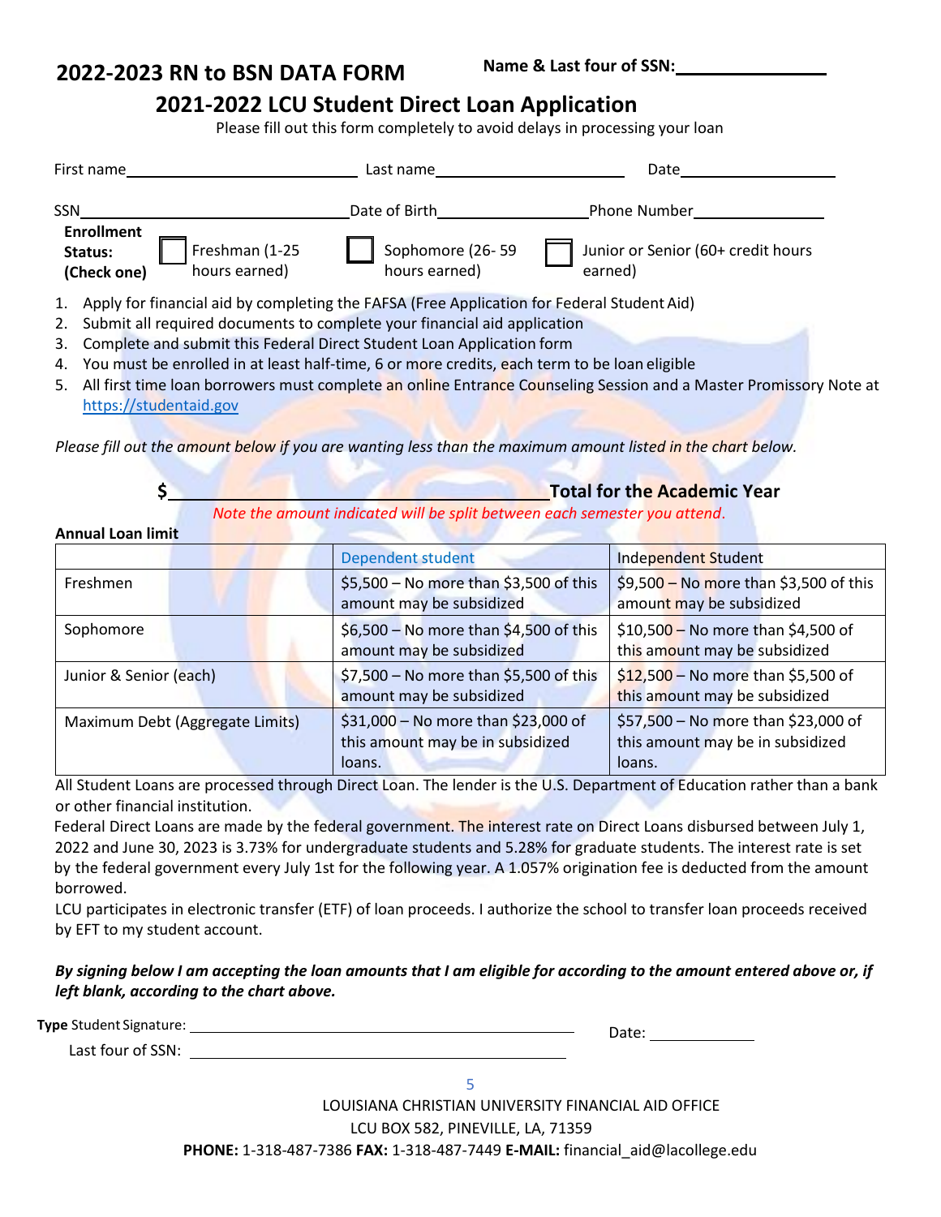## 2022-2023 RN to BSN DATA FORM

**Name & Last four of SSN:**\_\_\_\_\_\_\_\_\_\_\_\_\_\_\_

# 2021-2022 LCU Student Direct Loan Application

Please fill out this form completely to avoid delays in processing your loan

First name\_\_\_\_\_\_\_\_\_\_\_\_\_\_\_\_\_\_\_\_ Last name\_\_\_\_\_\_\_\_\_\_\_\_\_\_\_\_\_\_\_\_ Date\_\_\_\_\_\_\_\_\_\_\_\_\_\_\_

SSN\_\_\_\_\_\_\_\_\_\_\_\_\_\_\_\_\_\_\_\_\_\_\_\_\_\_\_Date of Birth\_\_\_\_\_\_\_\_\_\_\_\_\_\_\_Phone Number\_\_\_\_\_\_\_\_\_\_\_\_\_\_\_

**Enrollment Status: (Check one)**

- ☐ Freshman (1-25 hours earned)
- ☐ Sophomore (26- 59 hours earned)
- ☐ Junior or Senior (60+ credit hours earned)

1. Apply for financial aid by completing the FAFSA (Free Application for Federal Student Aid)
2. Submit all required documents to complete your financial aid application
3. Complete and submit this Federal Direct Student Loan Application form
4. You must be enrolled in at least half-time, 6 or more credits, each term to be loan eligible
5. All first time loan borrowers must complete an online Entrance Counseling Session and a Master Promissory Note at https://studentaid.gov

*Please fill out the amount below if you are wanting less than the maximum amount listed in the chart below.*

**$**\_\_\_\_\_\_\_\_\_\_\_\_\_\_\_\_\_\_\_\_\_\_\_\_\_\_\_\_\_\_**Total for the Academic Year**

*Note the amount indicated will be split between each semester you attend.*

**Annual Loan limit**

| | Dependent student | Independent Student |
|---|---|---|
| Freshmen | $5,500 – No more than $3,500 of this amount may be subsidized | $9,500 – No more than $3,500 of this amount may be subsidized |
| Sophomore | $6,500 – No more than $4,500 of this amount may be subsidized | $10,500 – No more than $4,500 of this amount may be subsidized |
| Junior & Senior (each) | $7,500 – No more than $5,500 of this amount may be subsidized | $12,500 – No more than $5,500 of this amount may be subsidized |
| Maximum Debt (Aggregate Limits) | $31,000 – No more than $23,000 of this amount may be in subsidized loans. | $57,500 – No more than $23,000 of this amount may be in subsidized loans. |

All Student Loans are processed through Direct Loan. The lender is the U.S. Department of Education rather than a bank or other financial institution.

Federal Direct Loans are made by the federal government. The interest rate on Direct Loans disbursed between July 1, 2022 and June 30, 2023 is 3.73% for undergraduate students and 5.28% for graduate students. The interest rate is set by the federal government every July 1st for the following year. A 1.057% origination fee is deducted from the amount borrowed.

LCU participates in electronic transfer (ETF) of loan proceeds. I authorize the school to transfer loan proceeds received by EFT to my student account.

***By signing below I am accepting the loan amounts that I am eligible for according to the amount entered above or, if left blank, according to the chart above.***

**Type** Student Signature: \_\_\_\_\_\_\_\_\_\_\_\_\_\_\_\_\_\_\_\_\_\_\_\_\_\_\_\_\_\_ Date: \_\_\_\_\_\_\_\_\_\_

Last four of SSN: \_\_\_\_\_\_\_\_\_\_\_\_\_\_\_\_\_\_\_\_\_\_\_\_\_\_\_\_\_\_

LOUISIANA CHRISTIAN UNIVERSITY FINANCIAL AID OFFICE

LCU BOX 582, PINEVILLE, LA, 71359

**PHONE:** 1-318-487-7386 **FAX:** 1-318-487-7449 **E-MAIL:** financial_aid@lacollege.edu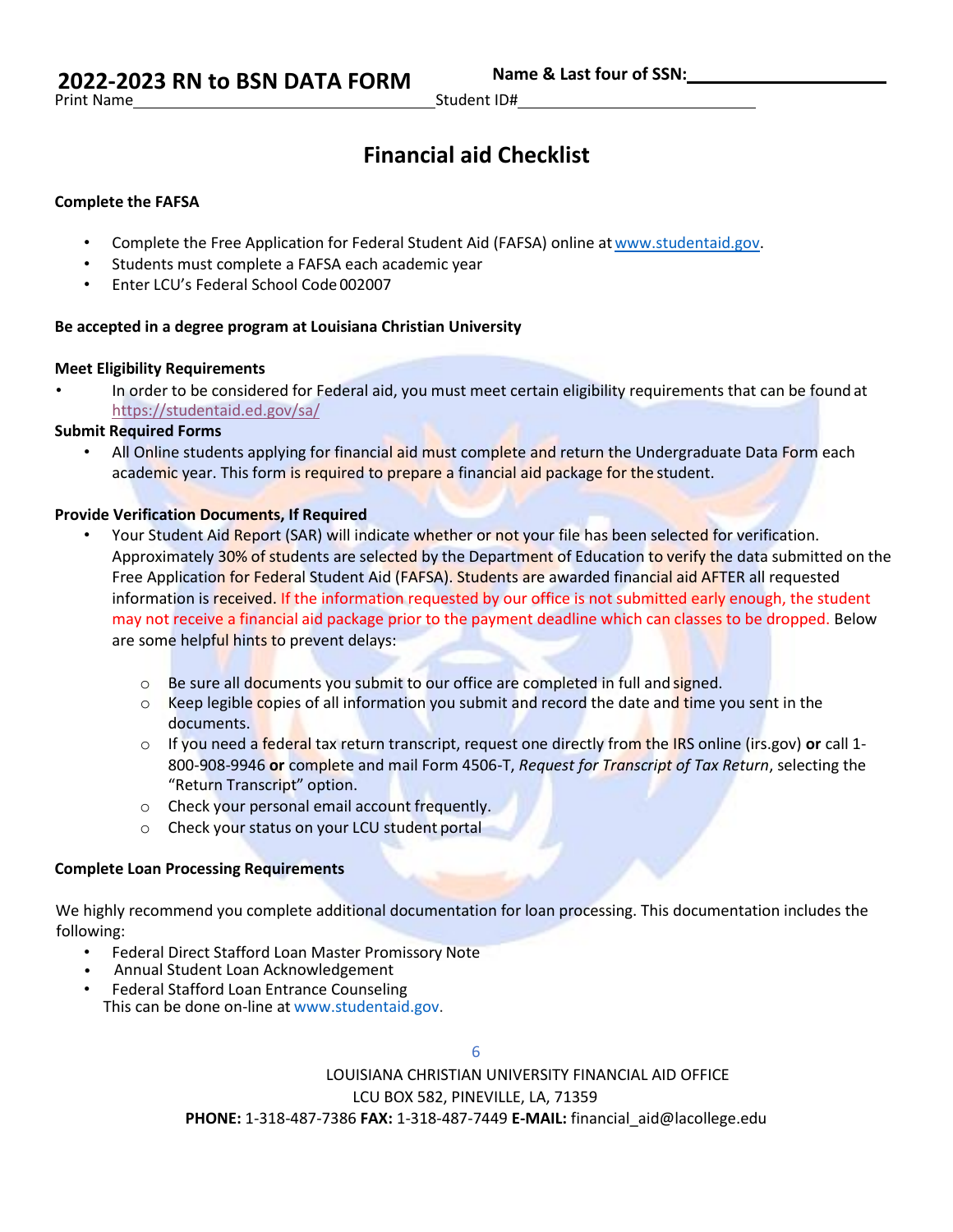## 2022-2023 RN to BSN DATA FORM

**Name & Last four of SSN:**\_\_\_\_\_\_\_\_\_\_\_\_\_\_\_\_\_\_\_\_

Print Name\_\_\_\_\_\_\_\_\_\_\_\_\_\_\_\_\_\_\_\_\_\_\_\_\_\_\_\_\_\_\_\_\_\_\_\_ Student ID#\_\_\_\_\_\_\_\_\_\_\_\_\_\_\_\_\_\_\_\_\_\_\_\_\_\_\_\_

# Financial aid Checklist

**Complete the FAFSA**

- Complete the Free Application for Federal Student Aid (FAFSA) online at www.studentaid.gov.
- Students must complete a FAFSA each academic year
- Enter LCU's Federal School Code 002007

**Be accepted in a degree program at Louisiana Christian University**

**Meet Eligibility Requirements**

- In order to be considered for Federal aid, you must meet certain eligibility requirements that can be found at https://studentaid.ed.gov/sa/

**Submit Required Forms**

- All Online students applying for financial aid must complete and return the Undergraduate Data Form each academic year. This form is required to prepare a financial aid package for the student.

**Provide Verification Documents, If Required**

- Your Student Aid Report (SAR) will indicate whether or not your file has been selected for verification. Approximately 30% of students are selected by the Department of Education to verify the data submitted on the Free Application for Federal Student Aid (FAFSA). Students are awarded financial aid AFTER all requested information is received. If the information requested by our office is not submitted early enough, the student may not receive a financial aid package prior to the payment deadline which can classes to be dropped. Below are some helpful hints to prevent delays:
  - Be sure all documents you submit to our office are completed in full and signed.
  - Keep legible copies of all information you submit and record the date and time you sent in the documents.
  - If you need a federal tax return transcript, request one directly from the IRS online (irs.gov) **or** call 1-800-908-9946 **or** complete and mail Form 4506-T, *Request for Transcript of Tax Return*, selecting the "Return Transcript" option.
  - Check your personal email account frequently.
  - Check your status on your LCU student portal

**Complete Loan Processing Requirements**

We highly recommend you complete additional documentation for loan processing. This documentation includes the following:

- Federal Direct Stafford Loan Master Promissory Note
- Annual Student Loan Acknowledgement
- Federal Stafford Loan Entrance Counseling

This can be done on-line at www.studentaid.gov.

LOUISIANA CHRISTIAN UNIVERSITY FINANCIAL AID OFFICE
LCU BOX 582, PINEVILLE, LA, 71359
**PHONE:** 1-318-487-7386 **FAX:** 1-318-487-7449 **E-MAIL:** financial_aid@lacollege.edu